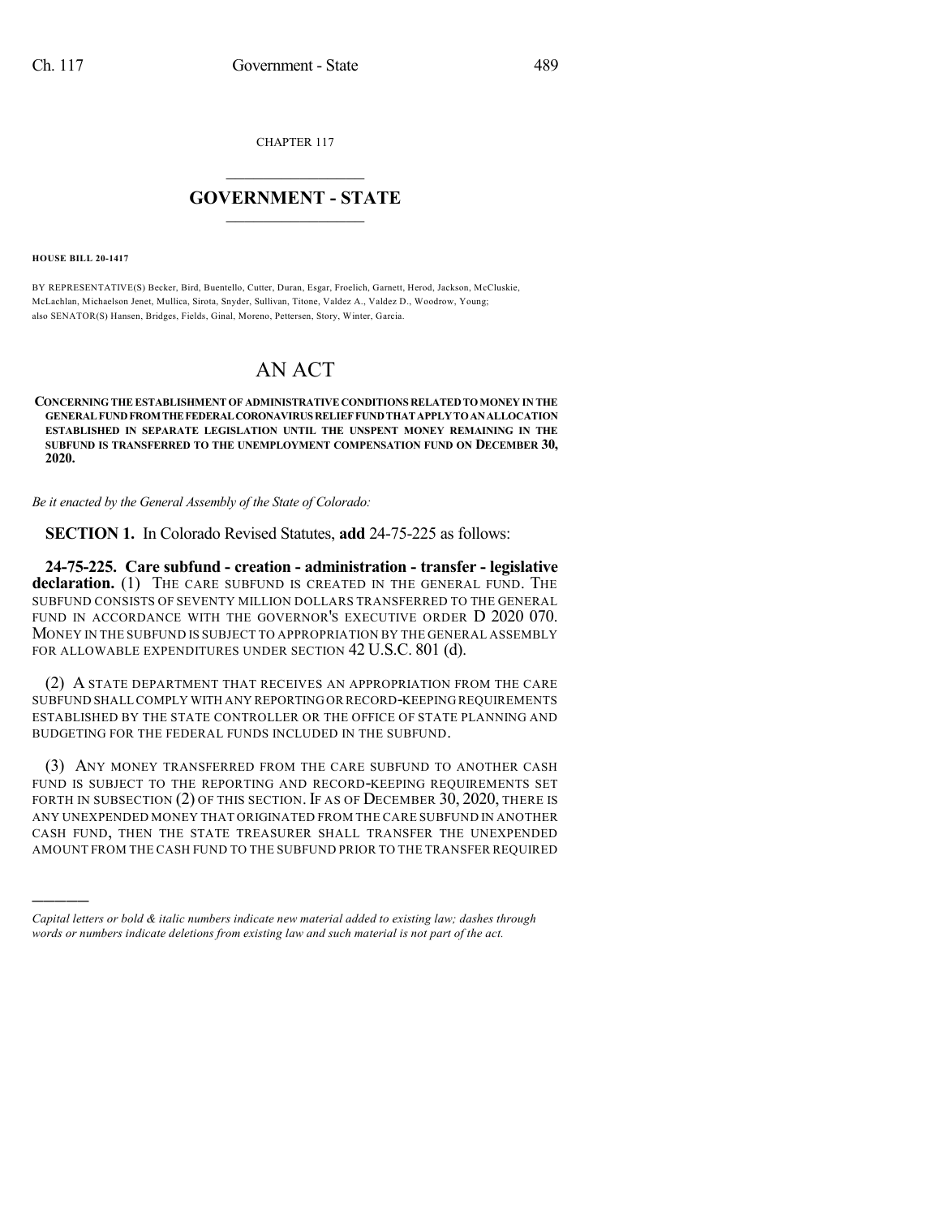CHAPTER 117

# GOVERNMENT - STATE

**HOUSE BILL 20-1417**

BY REPRESENTATIVE(S) Becker, Bird, Buentello, Cutter, Duran, Esgar, Froelich, Garnett, Herod, Jackson, McCluskie, McLachlan, Michaelson Jenet, Mullica, Sirota, Snyder, Sullivan, Titone, Valdez A., Valdez D., Woodrow, Young; also SENATOR(S) Hansen, Bridges, Fields, Ginal, Moreno, Pettersen, Story, Winter, Garcia.

# AN ACT

**CONCERNING THE ESTABLISHMENT OF ADMINISTRATIVE CONDITIONS RELATED TO MONEY IN THE GENERAL FUND FROM THE FEDERAL CORONAVIRUS RELIEF FUND THAT APPLY TO AN ALLOCATION ESTABLISHED IN SEPARATE LEGISLATION UNTIL THE UNSPENT MONEY REMAINING IN THE SUBFUND IS TRANSFERRED TO THE UNEMPLOYMENT COMPENSATION FUND ON DECEMBER 30, 2020.**

*Be it enacted by the General Assembly of the State of Colorado:*

**SECTION 1.** In Colorado Revised Statutes, **add** 24-75-225 as follows:

**24-75-225. Care subfund - creation - administration - transfer - legislative declaration.** (1) THE CARE SUBFUND IS CREATED IN THE GENERAL FUND. THE SUBFUND CONSISTS OF SEVENTY MILLION DOLLARS TRANSFERRED TO THE GENERAL FUND IN ACCORDANCE WITH THE GOVERNOR'S EXECUTIVE ORDER D 2020 070. MONEY IN THE SUBFUND IS SUBJECT TO APPROPRIATION BY THE GENERAL ASSEMBLY FOR ALLOWABLE EXPENDITURES UNDER SECTION 42 U.S.C. 801 (d).

(2) A STATE DEPARTMENT THAT RECEIVES AN APPROPRIATION FROM THE CARE SUBFUND SHALL COMPLY WITH ANY REPORTING OR RECORD-KEEPING REQUIREMENTS ESTABLISHED BY THE STATE CONTROLLER OR THE OFFICE OF STATE PLANNING AND BUDGETING FOR THE FEDERAL FUNDS INCLUDED IN THE SUBFUND.

(3) ANY MONEY TRANSFERRED FROM THE CARE SUBFUND TO ANOTHER CASH FUND IS SUBJECT TO THE REPORTING AND RECORD-KEEPING REQUIREMENTS SET FORTH IN SUBSECTION (2) OF THIS SECTION. IF AS OF DECEMBER 30, 2020, THERE IS ANY UNEXPENDED MONEY THAT ORIGINATED FROM THE CARE SUBFUND IN ANOTHER CASH FUND, THEN THE STATE TREASURER SHALL TRANSFER THE UNEXPENDED AMOUNT FROM THE CASH FUND TO THE SUBFUND PRIOR TO THE TRANSFER REQUIRED

---

*Capital letters or bold & italic numbers indicate new material added to existing law; dashes through words or numbers indicate deletions from existing law and such material is not part of the act.*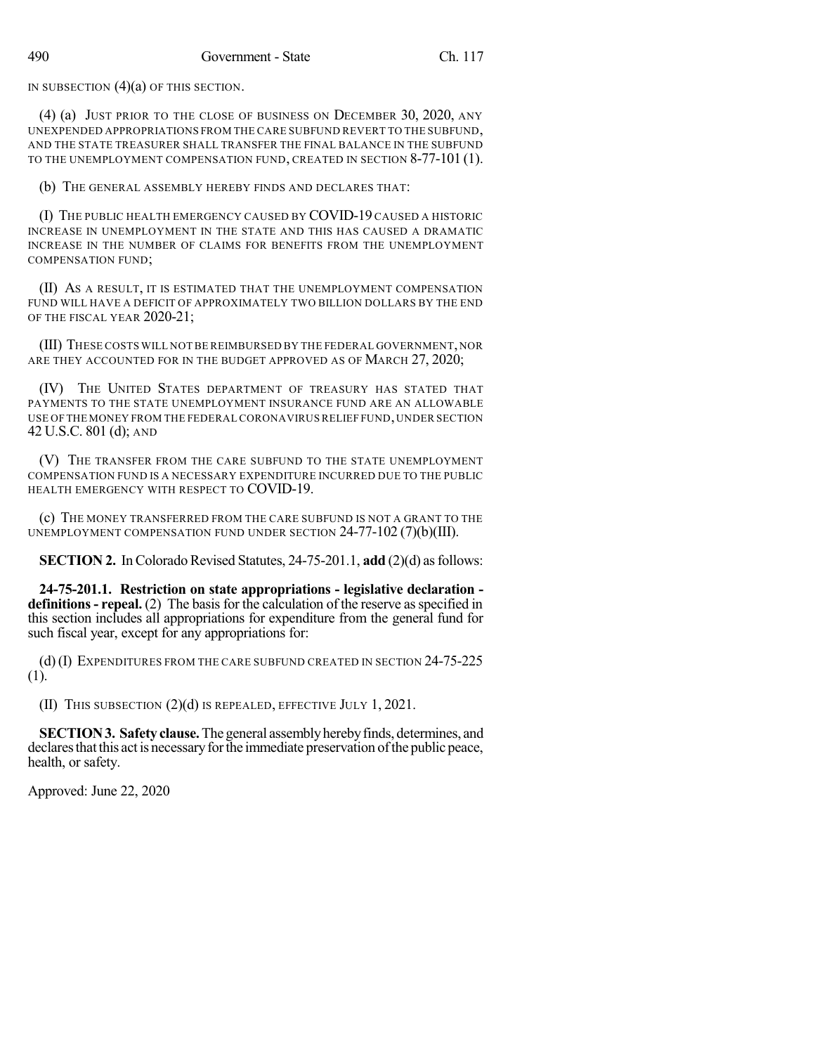IN SUBSECTION (4)(a) OF THIS SECTION.

(4) (a) JUST PRIOR TO THE CLOSE OF BUSINESS ON DECEMBER 30, 2020, ANY UNEXPENDED APPROPRIATIONS FROM THE CARE SUBFUND REVERT TO THE SUBFUND, AND THE STATE TREASURER SHALL TRANSFER THE FINAL BALANCE IN THE SUBFUND TO THE UNEMPLOYMENT COMPENSATION FUND, CREATED IN SECTION 8-77-101 (1).

(b) THE GENERAL ASSEMBLY HEREBY FINDS AND DECLARES THAT:

(I) THE PUBLIC HEALTH EMERGENCY CAUSED BY COVID-19 CAUSED A HISTORIC INCREASE IN UNEMPLOYMENT IN THE STATE AND THIS HAS CAUSED A DRAMATIC INCREASE IN THE NUMBER OF CLAIMS FOR BENEFITS FROM THE UNEMPLOYMENT COMPENSATION FUND;

(II) AS A RESULT, IT IS ESTIMATED THAT THE UNEMPLOYMENT COMPENSATION FUND WILL HAVE A DEFICIT OF APPROXIMATELY TWO BILLION DOLLARS BY THE END OF THE FISCAL YEAR 2020-21;

(III) THESE COSTS WILL NOT BE REIMBURSED BY THE FEDERAL GOVERNMENT, NOR ARE THEY ACCOUNTED FOR IN THE BUDGET APPROVED AS OF MARCH 27, 2020;

(IV) THE UNITED STATES DEPARTMENT OF TREASURY HAS STATED THAT PAYMENTS TO THE STATE UNEMPLOYMENT INSURANCE FUND ARE AN ALLOWABLE USE OF THE MONEY FROM THE FEDERAL CORONAVIRUS RELIEF FUND, UNDER SECTION 42 U.S.C. 801 (d); AND

(V) THE TRANSFER FROM THE CARE SUBFUND TO THE STATE UNEMPLOYMENT COMPENSATION FUND IS A NECESSARY EXPENDITURE INCURRED DUE TO THE PUBLIC HEALTH EMERGENCY WITH RESPECT TO COVID-19.

(c) THE MONEY TRANSFERRED FROM THE CARE SUBFUND IS NOT A GRANT TO THE UNEMPLOYMENT COMPENSATION FUND UNDER SECTION 24-77-102 (7)(b)(III).

**SECTION 2.** In Colorado Revised Statutes, 24-75-201.1, **add** (2)(d) as follows:

**24-75-201.1. Restriction on state appropriations - legislative declaration - definitions - repeal.** (2) The basis for the calculation of the reserve as specified in this section includes all appropriations for expenditure from the general fund for such fiscal year, except for any appropriations for:

(d) (I) EXPENDITURES FROM THE CARE SUBFUND CREATED IN SECTION 24-75-225 (1).

(II) THIS SUBSECTION (2)(d) IS REPEALED, EFFECTIVE JULY 1, 2021.

**SECTION 3. Safety clause.** The general assembly hereby finds, determines, and declares that this act is necessary for the immediate preservation of the public peace, health, or safety.

Approved: June 22, 2020